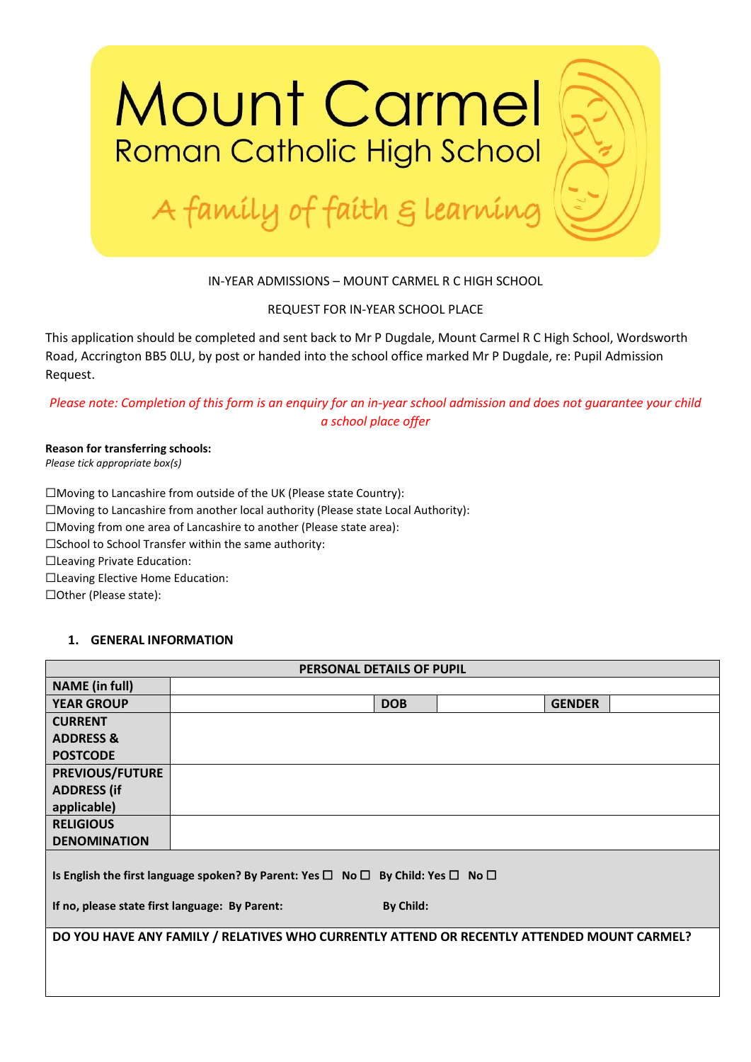# Mount Carmel

## Roman Catholic High School

*A family of faith & learning*

IN-YEAR ADMISSIONS – MOUNT CARMEL R C HIGH SCHOOL

REQUEST FOR IN-YEAR SCHOOL PLACE

This application should be completed and sent back to Mr P Dugdale, Mount Carmel R C High School, Wordsworth Road, Accrington BB5 0LU, by post or handed into the school office marked Mr P Dugdale, re: Pupil Admission Request.

*Please note: Completion of this form is an enquiry for an in-year school admission and does not guarantee your child a school place offer*

**Reason for transferring schools:**
*Please tick appropriate box(s)*

☐Moving to Lancashire from outside of the UK (Please state Country):
☐Moving to Lancashire from another local authority (Please state Local Authority):
☐Moving from one area of Lancashire to another (Please state area):
☐School to School Transfer within the same authority:
☐Leaving Private Education:
☐Leaving Elective Home Education:
☐Other (Please state):

### 1. GENERAL INFORMATION

| PERSONAL DETAILS OF PUPIL | | | | | |
|---|---|---|---|---|---|
| **NAME (in full)** | | | | | |
| **YEAR GROUP** | | **DOB** | | **GENDER** | |
| **CURRENT ADDRESS & POSTCODE** | | | | | |
| **PREVIOUS/FUTURE ADDRESS (if applicable)** | | | | | |
| **RELIGIOUS DENOMINATION** | | | | | |
| **Is English the first language spoken? By Parent: Yes ☐ No ☐ By Child: Yes ☐ No ☐** <br> **If no, please state first language: By Parent: By Child:** | | | | | |
| **DO YOU HAVE ANY FAMILY / RELATIVES WHO CURRENTLY ATTEND OR RECENTLY ATTENDED MOUNT CARMEL?** | | | | | |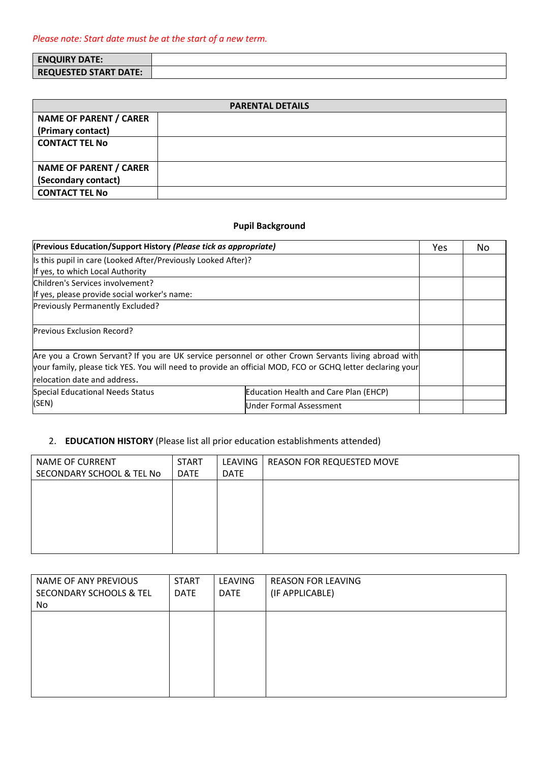*Please note: Start date must be at the start of a new term.*

| **ENQUIRY DATE:** | |
|---|---|
| **REQUESTED START DATE:** | |

| **PARENTAL DETAILS** | |
|---|---|
| **NAME OF PARENT / CARER (Primary contact)** | |
| **CONTACT TEL No** | |
| **NAME OF PARENT / CARER (Secondary contact)** | |
| **CONTACT TEL No** | |

**Pupil Background**

| **(Previous Education/Support History** ***(Please tick as appropriate)*** | | Yes | No |
|---|---|---|---|
| Is this pupil in care (Looked After/Previously Looked After)? If yes, to which Local Authority | | | |
| Children's Services involvement? If yes, please provide social worker's name: | | | |
| Previously Permanently Excluded? | | | |
| Previous Exclusion Record? | | | |
| Are you a Crown Servant? If you are UK service personnel or other Crown Servants living abroad with your family, please tick YES. You will need to provide an official MOD, FCO or GCHQ letter declaring your relocation date and address. | | | |
| Special Educational Needs Status (SEN) | Education Health and Care Plan (EHCP) | | |
| | Under Formal Assessment | | |

2. **EDUCATION HISTORY** (Please list all prior education establishments attended)

| NAME OF CURRENT SECONDARY SCHOOL & TEL No | START DATE | LEAVING DATE | REASON FOR REQUESTED MOVE |
|---|---|---|---|
| | | | |

| NAME OF ANY PREVIOUS SECONDARY SCHOOLS & TEL No | START DATE | LEAVING DATE | REASON FOR LEAVING (IF APPLICABLE) |
|---|---|---|---|
| | | | |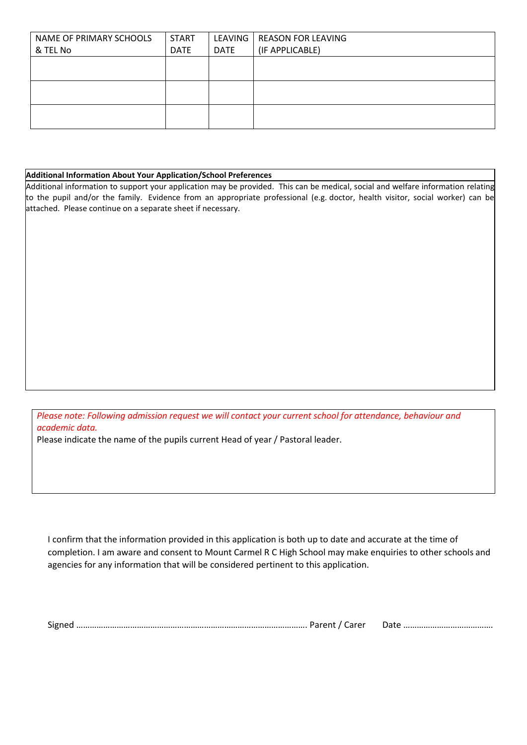| NAME OF PRIMARY SCHOOLS & TEL No | START DATE | LEAVING DATE | REASON FOR LEAVING (IF APPLICABLE) |
|---|---|---|---|
| | | | |
| | | | |
| | | | |

**Additional Information About Your Application/School Preferences**

Additional information to support your application may be provided. This can be medical, social and welfare information relating to the pupil and/or the family. Evidence from an appropriate professional (e.g. doctor, health visitor, social worker) can be attached. Please continue on a separate sheet if necessary.

*Please note: Following admission request we will contact your current school for attendance, behaviour and academic data.*

Please indicate the name of the pupils current Head of year / Pastoral leader.

I confirm that the information provided in this application is both up to date and accurate at the time of completion. I am aware and consent to Mount Carmel R C High School may make enquiries to other schools and agencies for any information that will be considered pertinent to this application.

Signed ………………………………………………………………………………………… Parent / Carer Date …………………………………